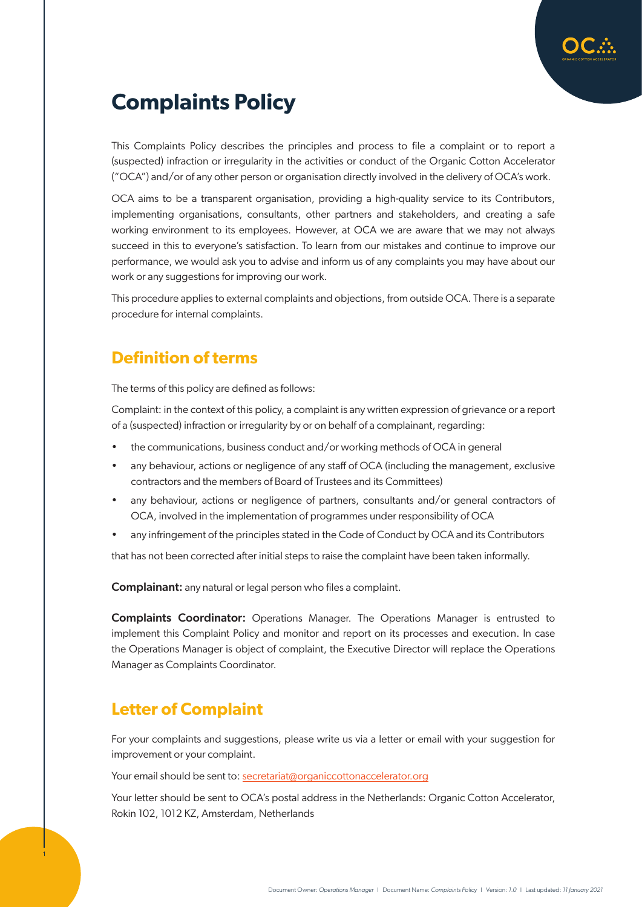# Complaints Policy

This Complaints Policy describes the principles and process to file a complaint or to report a (suspected) infraction or irregularity in the activities or conduct of the Organic Cotton Accelerator ("OCA") and/or of any other person or organisation directly involved in the delivery of OCA's work.

OCA aims to be a transparent organisation, providing a high-quality service to its Contributors, implementing organisations, consultants, other partners and stakeholders, and creating a safe working environment to its employees. However, at OCA we are aware that we may not always succeed in this to everyone's satisfaction. To learn from our mistakes and continue to improve our performance, we would ask you to advise and inform us of any complaints you may have about our work or any suggestions for improving our work.

This procedure applies to external complaints and objections, from outside OCA. There is a separate procedure for internal complaints.

## Definition of terms

The terms of this policy are defined as follows:

Complaint: in the context of this policy, a complaint is any written expression of grievance or a report of a (suspected) infraction or irregularity by or on behalf of a complainant, regarding:

- the communications, business conduct and/or working methods of OCA in general
- any behaviour, actions or negligence of any staff of OCA (including the management, exclusive contractors and the members of Board of Trustees and its Committees)
- any behaviour, actions or negligence of partners, consultants and/or general contractors of OCA, involved in the implementation of programmes under responsibility of OCA
- any infringement of the principles stated in the Code of Conduct by OCA and its Contributors

that has not been corrected after initial steps to raise the complaint have been taken informally.

**Complainant:** any natural or legal person who files a complaint.

**Complaints Coordinator:** Operations Manager. The Operations Manager is entrusted to implement this Complaint Policy and monitor and report on its processes and execution. In case the Operations Manager is object of complaint, the Executive Director will replace the Operations Manager as Complaints Coordinator.

## Letter of Complaint

For your complaints and suggestions, please write us via a letter or email with your suggestion for improvement or your complaint.

Your email should be sent to: secretariat@organiccottonaccelerator.org

Your letter should be sent to OCA's postal address in the Netherlands: Organic Cotton Accelerator, Rokin 102, 1012 KZ, Amsterdam, Netherlands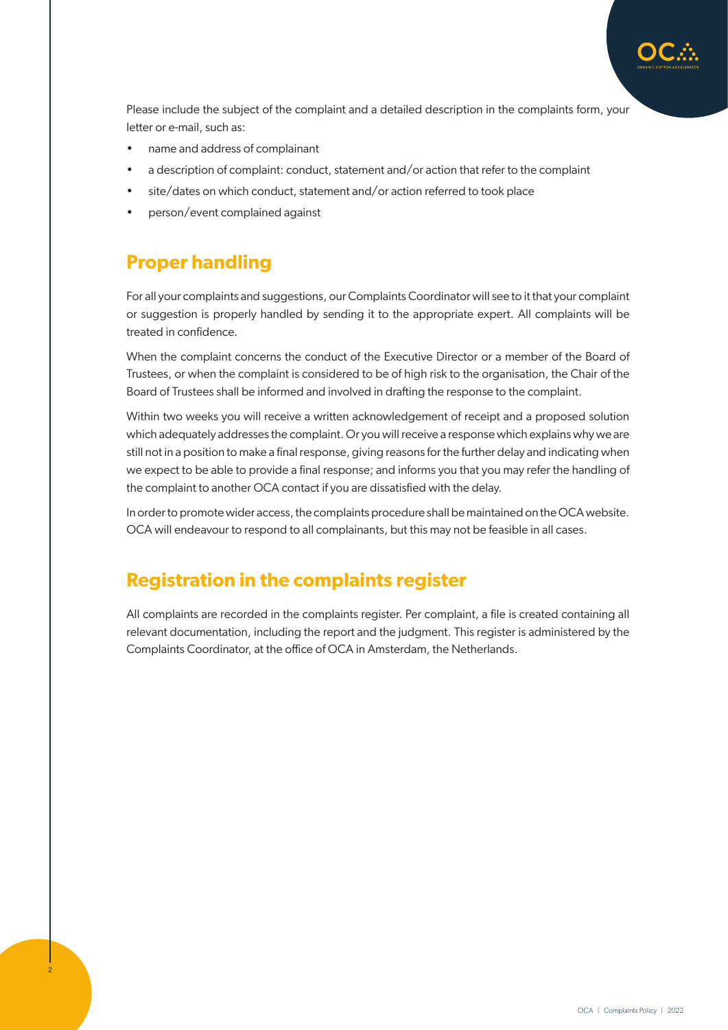Please include the subject of the complaint and a detailed description in the complaints form, your letter or e-mail, such as:

- name and address of complainant
- a description of complaint: conduct, statement and/or action that refer to the complaint
- site/dates on which conduct, statement and/or action referred to took place
- person/event complained against

## Proper handling

For all your complaints and suggestions, our Complaints Coordinator will see to it that your complaint or suggestion is properly handled by sending it to the appropriate expert. All complaints will be treated in confidence.

When the complaint concerns the conduct of the Executive Director or a member of the Board of Trustees, or when the complaint is considered to be of high risk to the organisation, the Chair of the Board of Trustees shall be informed and involved in drafting the response to the complaint.

Within two weeks you will receive a written acknowledgement of receipt and a proposed solution which adequately addresses the complaint. Or you will receive a response which explains why we are still not in a position to make a final response, giving reasons for the further delay and indicating when we expect to be able to provide a final response; and informs you that you may refer the handling of the complaint to another OCA contact if you are dissatisfied with the delay.

In order to promote wider access, the complaints procedure shall be maintained on the OCA website. OCA will endeavour to respond to all complainants, but this may not be feasible in all cases.

## Registration in the complaints register

All complaints are recorded in the complaints register. Per complaint, a file is created containing all relevant documentation, including the report and the judgment. This register is administered by the Complaints Coordinator, at the office of OCA in Amsterdam, the Netherlands.